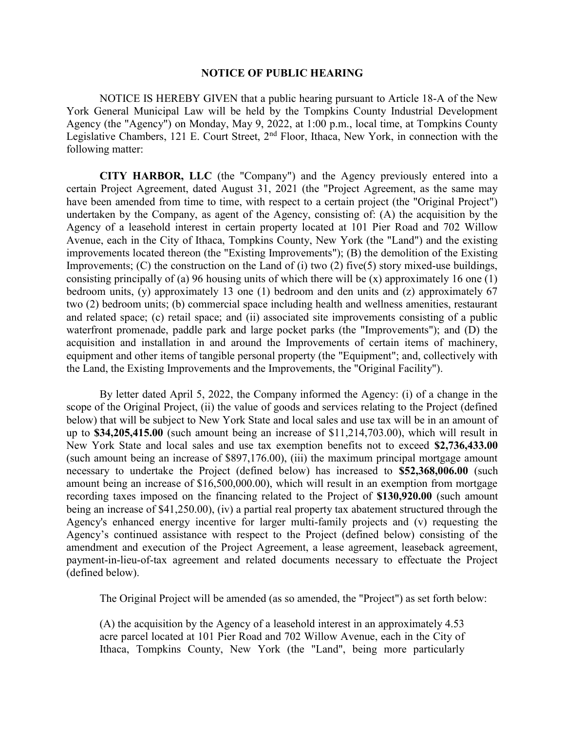# NOTICE OF PUBLIC HEARING

NOTICE IS HEREBY GIVEN that a public hearing pursuant to Article 18-A of the New York General Municipal Law will be held by the Tompkins County Industrial Development Agency (the "Agency") on Monday, May 9, 2022, at 1:00 p.m., local time, at Tompkins County Legislative Chambers, 121 E. Court Street, 2nd Floor, Ithaca, New York, in connection with the following matter:

**CITY HARBOR, LLC** (the "Company") and the Agency previously entered into a certain Project Agreement, dated August 31, 2021 (the "Project Agreement, as the same may have been amended from time to time, with respect to a certain project (the "Original Project") undertaken by the Company, as agent of the Agency, consisting of: (A) the acquisition by the Agency of a leasehold interest in certain property located at 101 Pier Road and 702 Willow Avenue, each in the City of Ithaca, Tompkins County, New York (the "Land") and the existing improvements located thereon (the "Existing Improvements"); (B) the demolition of the Existing Improvements; (C) the construction on the Land of (i) two (2) five(5) story mixed-use buildings, consisting principally of (a) 96 housing units of which there will be (x) approximately 16 one (1) bedroom units, (y) approximately 13 one (1) bedroom and den units and (z) approximately 67 two (2) bedroom units; (b) commercial space including health and wellness amenities, restaurant and related space; (c) retail space; and (ii) associated site improvements consisting of a public waterfront promenade, paddle park and large pocket parks (the "Improvements"); and (D) the acquisition and installation in and around the Improvements of certain items of machinery, equipment and other items of tangible personal property (the "Equipment"; and, collectively with the Land, the Existing Improvements and the Improvements, the "Original Facility").

By letter dated April 5, 2022, the Company informed the Agency: (i) of a change in the scope of the Original Project, (ii) the value of goods and services relating to the Project (defined below) that will be subject to New York State and local sales and use tax will be in an amount of up to **$34,205,415.00** (such amount being an increase of $11,214,703.00), which will result in New York State and local sales and use tax exemption benefits not to exceed **$2,736,433.00** (such amount being an increase of $897,176.00), (iii) the maximum principal mortgage amount necessary to undertake the Project (defined below) has increased to **$52,368,006.00** (such amount being an increase of $16,500,000.00), which will result in an exemption from mortgage recording taxes imposed on the financing related to the Project of **$130,920.00** (such amount being an increase of $41,250.00), (iv) a partial real property tax abatement structured through the Agency's enhanced energy incentive for larger multi-family projects and (v) requesting the Agency's continued assistance with respect to the Project (defined below) consisting of the amendment and execution of the Project Agreement, a lease agreement, leaseback agreement, payment-in-lieu-of-tax agreement and related documents necessary to effectuate the Project (defined below).

The Original Project will be amended (as so amended, the "Project") as set forth below:

(A) the acquisition by the Agency of a leasehold interest in an approximately 4.53 acre parcel located at 101 Pier Road and 702 Willow Avenue, each in the City of Ithaca, Tompkins County, New York (the "Land", being more particularly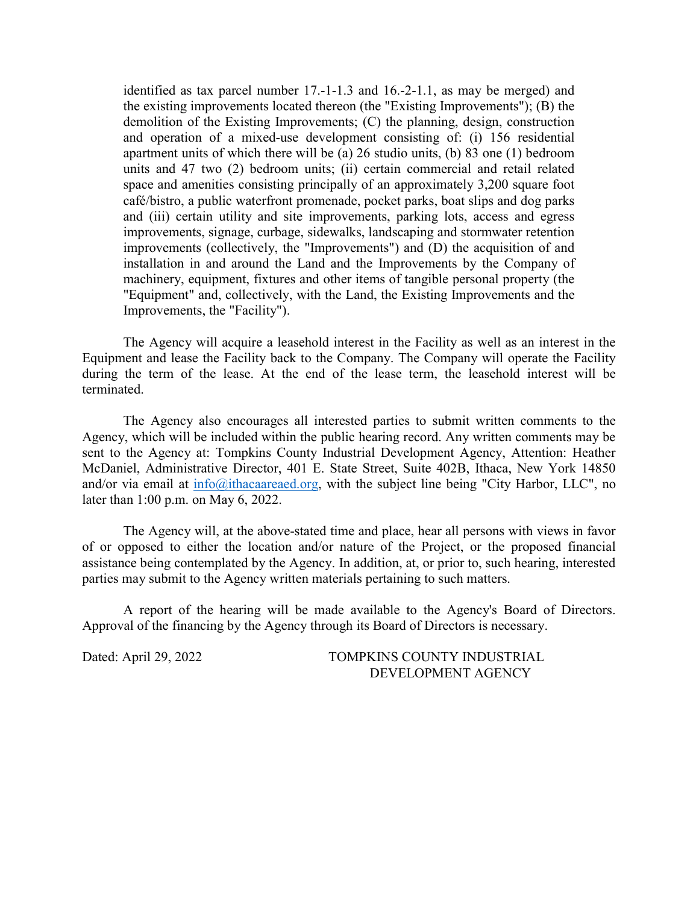identified as tax parcel number 17.-1-1.3 and 16.-2-1.1, as may be merged) and the existing improvements located thereon (the "Existing Improvements"); (B) the demolition of the Existing Improvements; (C) the planning, design, construction and operation of a mixed-use development consisting of: (i) 156 residential apartment units of which there will be (a) 26 studio units, (b) 83 one (1) bedroom units and 47 two (2) bedroom units; (ii) certain commercial and retail related space and amenities consisting principally of an approximately 3,200 square foot café/bistro, a public waterfront promenade, pocket parks, boat slips and dog parks and (iii) certain utility and site improvements, parking lots, access and egress improvements, signage, curbage, sidewalks, landscaping and stormwater retention improvements (collectively, the "Improvements") and (D) the acquisition of and installation in and around the Land and the Improvements by the Company of machinery, equipment, fixtures and other items of tangible personal property (the "Equipment" and, collectively, with the Land, the Existing Improvements and the Improvements, the "Facility").

The Agency will acquire a leasehold interest in the Facility as well as an interest in the Equipment and lease the Facility back to the Company. The Company will operate the Facility during the term of the lease. At the end of the lease term, the leasehold interest will be terminated.

The Agency also encourages all interested parties to submit written comments to the Agency, which will be included within the public hearing record. Any written comments may be sent to the Agency at: Tompkins County Industrial Development Agency, Attention: Heather McDaniel, Administrative Director, 401 E. State Street, Suite 402B, Ithaca, New York 14850 and/or via email at info@ithacaareaed.org, with the subject line being "City Harbor, LLC", no later than 1:00 p.m. on May 6, 2022.

The Agency will, at the above-stated time and place, hear all persons with views in favor of or opposed to either the location and/or nature of the Project, or the proposed financial assistance being contemplated by the Agency. In addition, at, or prior to, such hearing, interested parties may submit to the Agency written materials pertaining to such matters.

A report of the hearing will be made available to the Agency's Board of Directors. Approval of the financing by the Agency through its Board of Directors is necessary.

Dated: April 29, 2022

TOMPKINS COUNTY INDUSTRIAL DEVELOPMENT AGENCY